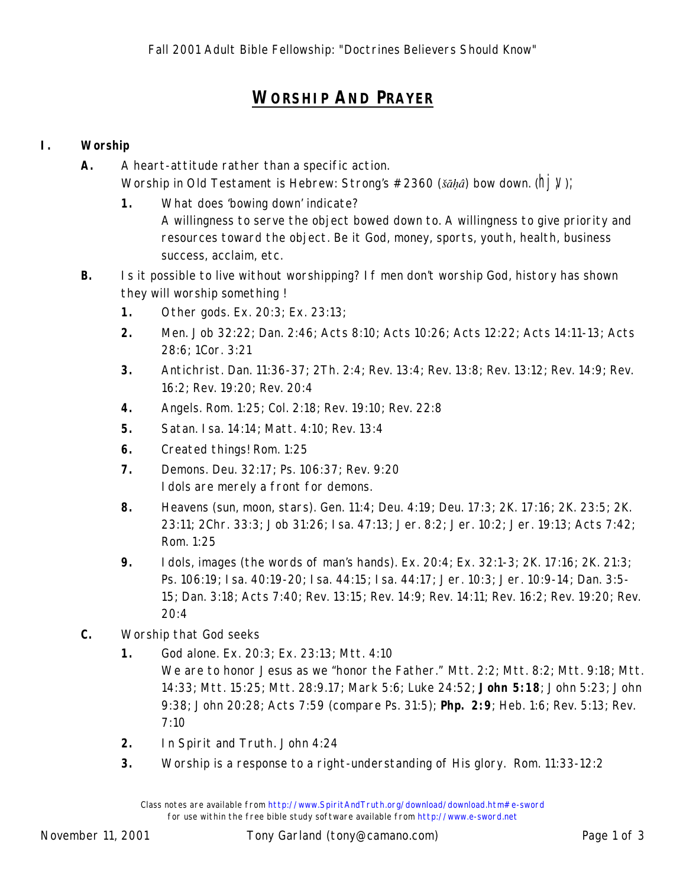Fall 2001 Adult Bible Fellowship: "Doctrines Believers Should Know"

# WORSHIP AND PRAYER

## I. Worship

**A.** A heart-attitude rather than a specific action.
Worship in Old Testament is Hebrew: Strong's #2360 (*šāḥâ*) bow down. (hj;v;);

1. **1.** What does 'bowing down' indicate?
   A willingness to serve the object bowed down to. A willingness to give priority and resources toward the object. Be it God, money, sports, youth, health, business success, acclaim, etc.

**B.** Is it possible to live without worshipping? If men don't worship God, history has shown they will worship something !

1. **1.** Other gods. Ex. 20:3; Ex. 23:13;
2. **2.** Men. Job 32:22; Dan. 2:46; Acts 8:10; Acts 10:26; Acts 12:22; Acts 14:11-13; Acts 28:6; 1Cor. 3:21
3. **3.** Antichrist. Dan. 11:36-37; 2Th. 2:4; Rev. 13:4; Rev. 13:8; Rev. 13:12; Rev. 14:9; Rev. 16:2; Rev. 19:20; Rev. 20:4
4. **4.** Angels. Rom. 1:25; Col. 2:18; Rev. 19:10; Rev. 22:8
5. **5.** Satan. Isa. 14:14; Matt. 4:10; Rev. 13:4
6. **6.** Created things! Rom. 1:25
7. **7.** Demons. Deu. 32:17; Ps. 106:37; Rev. 9:20
   Idols are merely a front for demons.
8. **8.** Heavens (sun, moon, stars). Gen. 11:4; Deu. 4:19; Deu. 17:3; 2K. 17:16; 2K. 23:5; 2K. 23:11; 2Chr. 33:3; Job 31:26; Isa. 47:13; Jer. 8:2; Jer. 10:2; Jer. 19:13; Acts 7:42; Rom. 1:25
9. **9.** Idols, images (the words of man's hands). Ex. 20:4; Ex. 32:1-3; 2K. 17:16; 2K. 21:3; Ps. 106:19; Isa. 40:19-20; Isa. 44:15; Isa. 44:17; Jer. 10:3; Jer. 10:9-14; Dan. 3:5-15; Dan. 3:18; Acts 7:40; Rev. 13:15; Rev. 14:9; Rev. 14:11; Rev. 16:2; Rev. 19:20; Rev. 20:4

**C.** Worship that God seeks

1. **1.** God alone. Ex. 20:3; Ex. 23:13; Mtt. 4:10
   We are to honor Jesus as we "honor the Father." Mtt. 2:2; Mtt. 8:2; Mtt. 9:18; Mtt. 14:33; Mtt. 15:25; Mtt. 28:9.17; Mark 5:6; Luke 24:52; **John 5:18**; John 5:23; John 9:38; John 20:28; Acts 7:59 (compare Ps. 31:5); **Php. 2:9**; Heb. 1:6; Rev. 5:13; Rev. 7:10
2. **2.** In Spirit and Truth. John 4:24
3. **3.** Worship is a response to a right-understanding of His glory. Rom. 11:33-12:2

Class notes are available from http://www.SpiritAndTruth.org/download/download.htm#e-sword for use within the free bible study software available from http://www.e-sword.net

November 11, 2001 Tony Garland (tony@camano.com)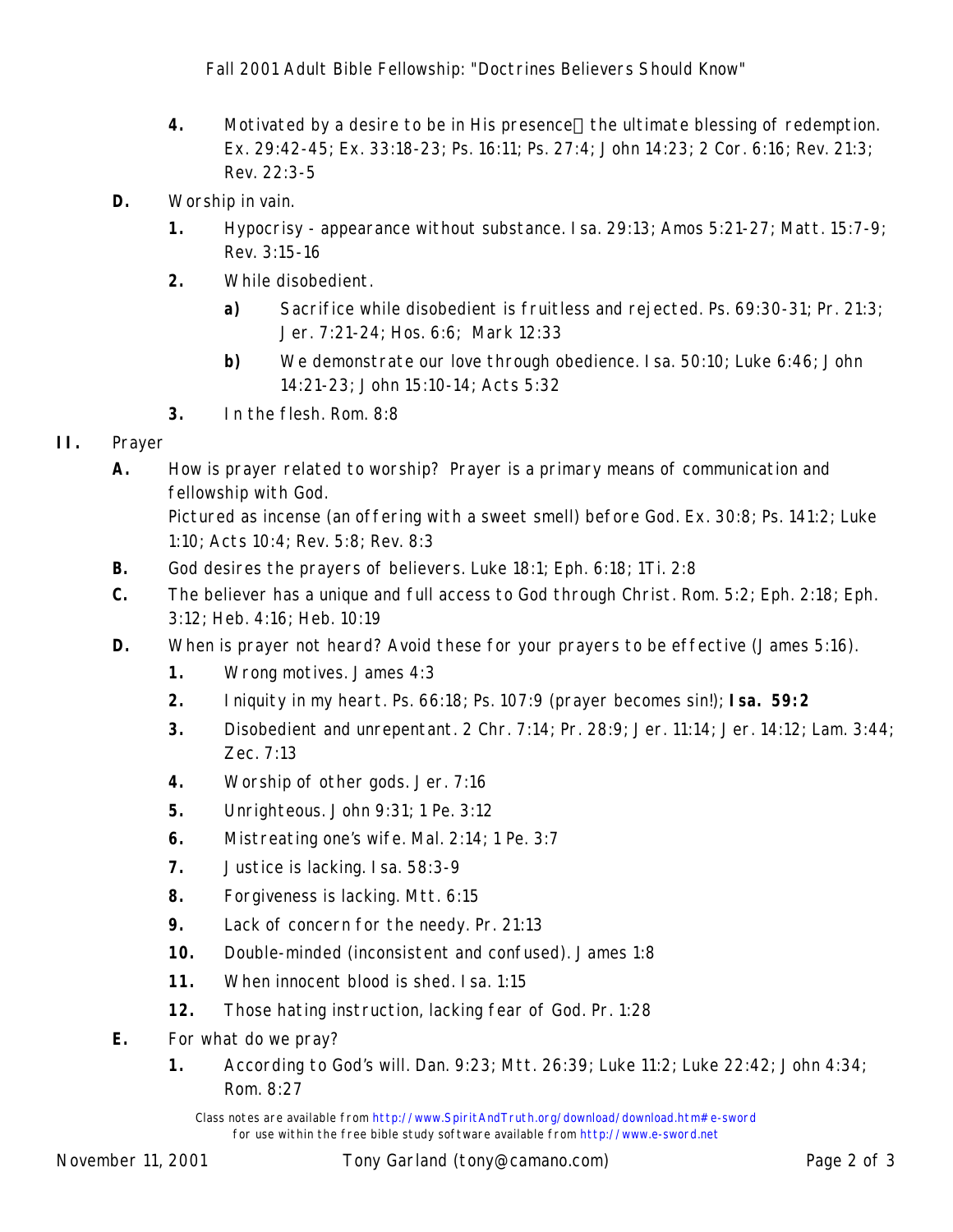4. **4.** Motivated by a desire to be in His presence the ultimate blessing of redemption. Ex. 29:42-45; Ex. 33:18-23; Ps. 16:11; Ps. 27:4; John 14:23; 2 Cor. 6:16; Rev. 21:3; Rev. 22:3-5

**D.** Worship in vain.

- **1.** Hypocrisy - appearance without substance. Isa. 29:13; Amos 5:21-27; Matt. 15:7-9; Rev. 3:15-16
- **2.** While disobedient.
    - **a)** Sacrifice while disobedient is fruitless and rejected. Ps. 69:30-31; Pr. 21:3; Jer. 7:21-24; Hos. 6:6; Mark 12:33
    - **b)** We demonstrate our love through obedience. Isa. 50:10; Luke 6:46; John 14:21-23; John 15:10-14; Acts 5:32
- **3.** In the flesh. Rom. 8:8

**II.** Prayer

**A.** How is prayer related to worship? Prayer is a primary means of communication and fellowship with God.
Pictured as incense (an offering with a sweet smell) before God. Ex. 30:8; Ps. 141:2; Luke 1:10; Acts 10:4; Rev. 5:8; Rev. 8:3

**B.** God desires the prayers of believers. Luke 18:1; Eph. 6:18; 1Ti. 2:8

**C.** The believer has a unique and full access to God through Christ. Rom. 5:2; Eph. 2:18; Eph. 3:12; Heb. 4:16; Heb. 10:19

**D.** When is prayer not heard? Avoid these for your prayers to be effective (James 5:16).

- **1.** Wrong motives. James 4:3
- **2.** Iniquity in my heart. Ps. 66:18; Ps. 107:9 (prayer becomes sin!); **Isa. 59:2**
- **3.** Disobedient and unrepentant. 2 Chr. 7:14; Pr. 28:9; Jer. 11:14; Jer. 14:12; Lam. 3:44; Zec. 7:13
- **4.** Worship of other gods. Jer. 7:16
- **5.** Unrighteous. John 9:31; 1 Pe. 3:12
- **6.** Mistreating one's wife. Mal. 2:14; 1 Pe. 3:7
- **7.** Justice is lacking. Isa. 58:3-9
- **8.** Forgiveness is lacking. Mtt. 6:15
- **9.** Lack of concern for the needy. Pr. 21:13
- **10.** Double-minded (inconsistent and confused). James 1:8
- **11.** When innocent blood is shed. Isa. 1:15
- **12.** Those hating instruction, lacking fear of God. Pr. 1:28

**E.** For what do we pray?

- **1.** According to God's will. Dan. 9:23; Mtt. 26:39; Luke 11:2; Luke 22:42; John 4:34; Rom. 8:27

Class notes are available from http://www.SpiritAndTruth.org/download/download.htm#e-sword for use within the free bible study software available from http://www.e-sword.net

November 11, 2001 Tony Garland (tony@camano.com)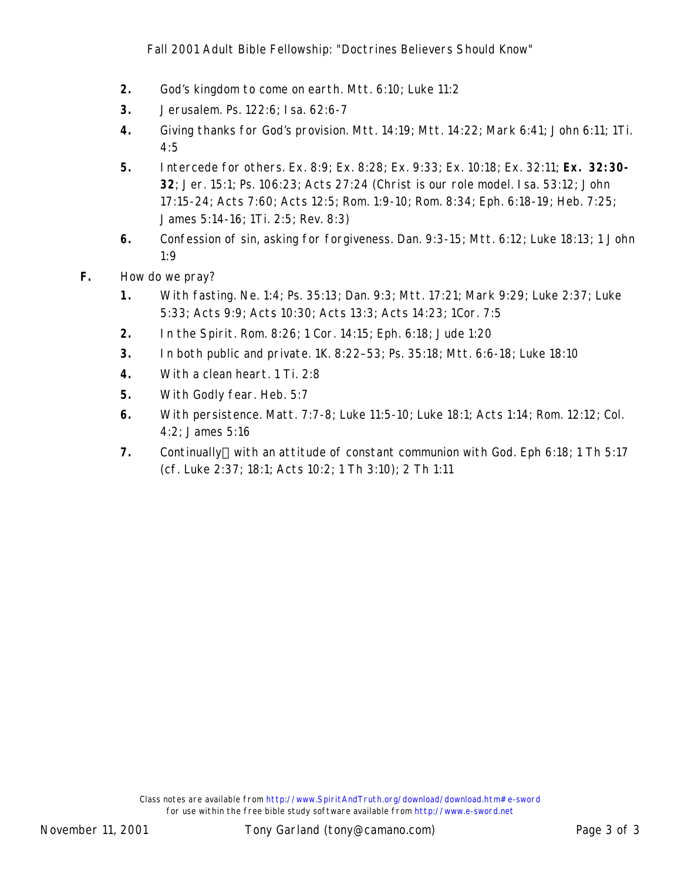2. God's kingdom to come on earth. Mtt. 6:10; Luke 11:2
3. Jerusalem. Ps. 122:6; Isa. 62:6-7
4. Giving thanks for God's provision. Mtt. 14:19; Mtt. 14:22; Mark 6:41; John 6:11; 1Ti. 4:5
5. Intercede for others. Ex. 8:9; Ex. 8:28; Ex. 9:33; Ex. 10:18; Ex. 32:11; **Ex. 32:30-32**; Jer. 15:1; Ps. 106:23; Acts 27:24 (Christ is our role model. Isa. 53:12; John 17:15-24; Acts 7:60; Acts 12:5; Rom. 1:9-10; Rom. 8:34; Eph. 6:18-19; Heb. 7:25; James 5:14-16; 1Ti. 2:5; Rev. 8:3)
6. Confession of sin, asking for forgiveness. Dan. 9:3-15; Mtt. 6:12; Luke 18:13; 1 John 1:9

**F.** How do we pray?

1. With fasting. Ne. 1:4; Ps. 35:13; Dan. 9:3; Mtt. 17:21; Mark 9:29; Luke 2:37; Luke 5:33; Acts 9:9; Acts 10:30; Acts 13:3; Acts 14:23; 1Cor. 7:5
2. In the Spirit. Rom. 8:26; 1 Cor. 14:15; Eph. 6:18; Jude 1:20
3. In both public and private. 1K. 8:22–53; Ps. 35:18; Mtt. 6:6-18; Luke 18:10
4. With a clean heart. 1 Ti. 2:8
5. With Godly fear. Heb. 5:7
6. With persistence. Matt. 7:7-8; Luke 11:5-10; Luke 18:1; Acts 1:14; Rom. 12:12; Col. 4:2; James 5:16
7. Continually with an attitude of constant communion with God. Eph 6:18; 1 Th 5:17 (cf. Luke 2:37; 18:1; Acts 10:2; 1 Th 3:10); 2 Th 1:11

Class notes are available from http://www.SpiritAndTruth.org/download/download.htm#e-sword for use within the free bible study software available from http://www.e-sword.net

November 11, 2001 Tony Garland (tony@camano.com)